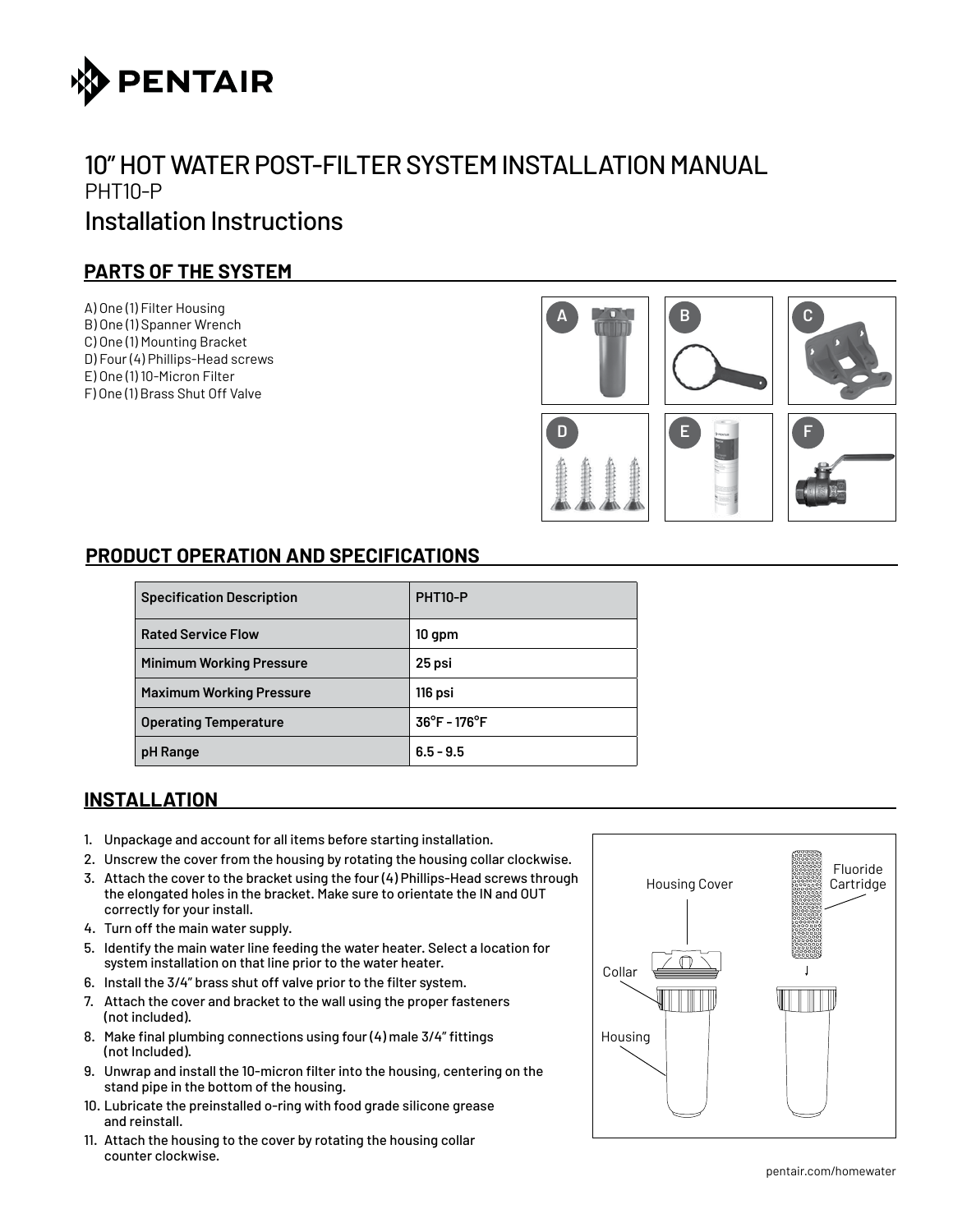# 10" HOT WATER POST-FILTER SYSTEM INSTALLATION MANUAL

PHT10-P

## Installation Instructions

### PARTS OF THE SYSTEM

A) One (1) Filter Housing
B) One (1) Spanner Wrench
C) One (1) Mounting Bracket
D) Four (4) Phillips-Head screws
E) One (1) 10-Micron Filter
F) One (1) Brass Shut Off Valve

### PRODUCT OPERATION AND SPECIFICATIONS

| Specification Description | PHT10-P |
| --- | --- |
| Rated Service Flow | 10 gpm |
| Minimum Working Pressure | 25 psi |
| Maximum Working Pressure | 116 psi |
| Operating Temperature | 36°F - 176°F |
| pH Range | 6.5 - 9.5 |

### INSTALLATION

1. Unpackage and account for all items before starting installation.
2. Unscrew the cover from the housing by rotating the housing collar clockwise.
3. Attach the cover to the bracket using the four (4) Phillips-Head screws through the elongated holes in the bracket. Make sure to orientate the IN and OUT correctly for your install.
4. Turn off the main water supply.
5. Identify the main water line feeding the water heater. Select a location for system installation on that line prior to the water heater.
6. Install the 3/4" brass shut off valve prior to the filter system.
7. Attach the cover and bracket to the wall using the proper fasteners (not included).
8. Make final plumbing connections using four (4) male 3/4" fittings (not Included).
9. Unwrap and install the 10-micron filter into the housing, centering on the stand pipe in the bottom of the housing.
10. Lubricate the preinstalled o-ring with food grade silicone grease and reinstall.
11. Attach the housing to the cover by rotating the housing collar counter clockwise.

Housing Cover
Fluoride Cartridge
Collar
Housing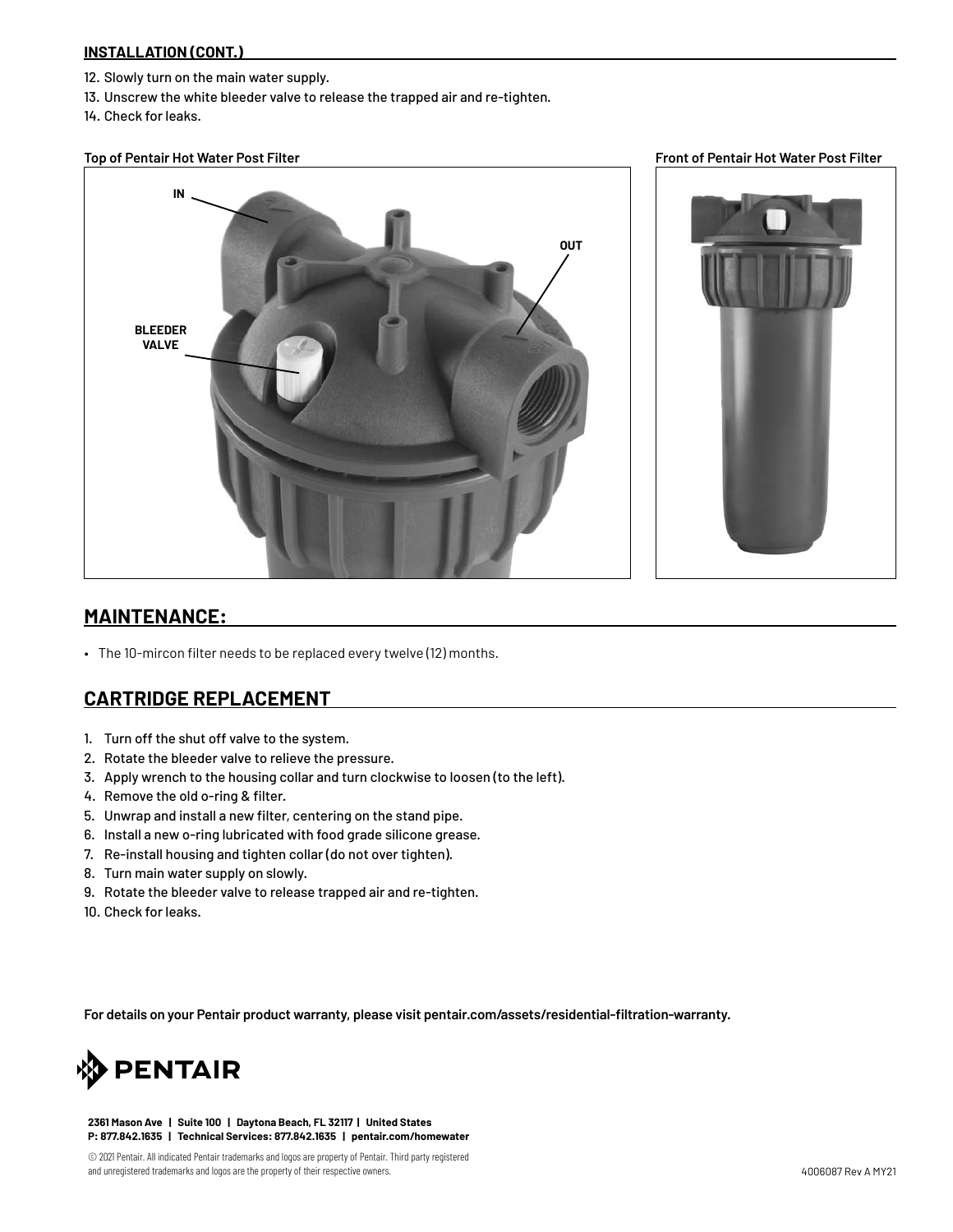**INSTALLATION (CONT.)**

12. Slowly turn on the main water supply.
13. Unscrew the white bleeder valve to release the trapped air and re-tighten.
14. Check for leaks.

**Top of Pentair Hot Water Post Filter**

IN

OUT

BLEEDER VALVE

**Front of Pentair Hot Water Post Filter**

## MAINTENANCE:

- The 10-mircon filter needs to be replaced every twelve (12) months.

## CARTRIDGE REPLACEMENT

1. Turn off the shut off valve to the system.
2. Rotate the bleeder valve to relieve the pressure.
3. Apply wrench to the housing collar and turn clockwise to loosen (to the left).
4. Remove the old o-ring & filter.
5. Unwrap and install a new filter, centering on the stand pipe.
6. Install a new o-ring lubricated with food grade silicone grease.
7. Re-install housing and tighten collar (do not over tighten).
8. Turn main water supply on slowly.
9. Rotate the bleeder valve to release trapped air and re-tighten.
10. Check for leaks.

**For details on your Pentair product warranty, please visit pentair.com/assets/residential-filtration-warranty.**

PENTAIR

**2361 Mason Ave | Suite 100 | Daytona Beach, FL 32117 | United States**
**P: 877.842.1635 | Technical Services: 877.842.1635 | pentair.com/homewater**

© 2021 Pentair. All indicated Pentair trademarks and logos are property of Pentair. Third party registered and unregistered trademarks and logos are the property of their respective owners.

4006087 Rev A MY21